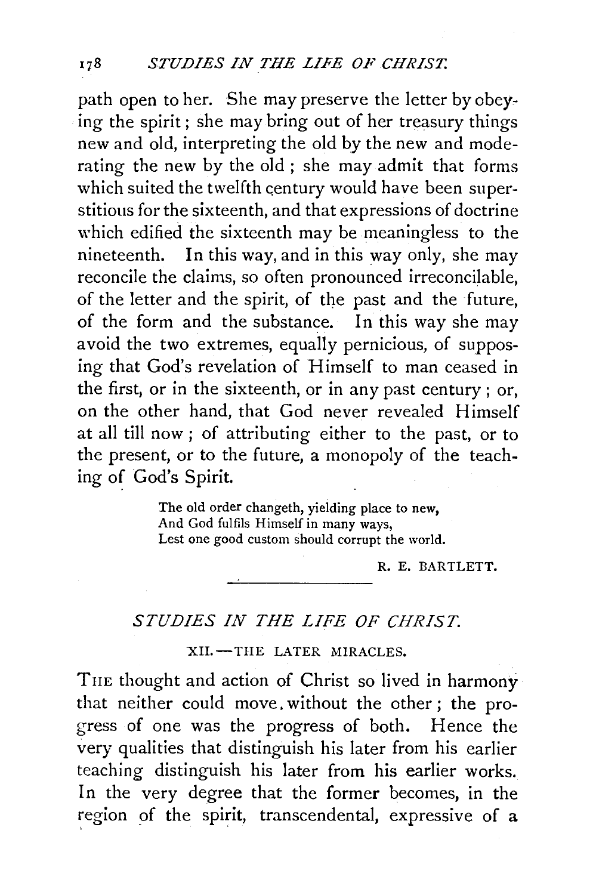path open to her. She may preserve the letter by obeying the spirit; she may bring out of her treasury things new and old, interpreting the old by the new and moderating the new by the old; she may admit that forms which suited the twelfth century would have been superstitious for the sixteenth, and that expressions of doctrine which edified the sixteenth may be meaningless to the nineteenth. In this way, and in this way only, she may reconcile the claims, so often pronounced irreconcilable, of the letter and the spirit, of the past and the future, of the form and the substance. In this way she may avoid the two extremes, equally pernicious, of supposing that God's revelation of Himself to man ceased in the first, or in the sixteenth, or in any past century; or, on the other hand, that God never revealed Himself at all till now; of attributing either to the past, or to the present, or to the future, a monopoly of the teaching of God's Spirit.

> The old order changeth, yielding place to new,
> And God fulfils Himself in many ways,
> Lest one good custom should corrupt the world.

R. E. BARTLETT.

---

## *STUDIES IN THE LIFE OF CHRIST.*

### XII.—THE LATER MIRACLES.

THE thought and action of Christ so lived in harmony that neither could move without the other; the progress of one was the progress of both. Hence the very qualities that distinguish his later from his earlier teaching distinguish his later from his earlier works. In the very degree that the former becomes, in the region of the spirit, transcendental, expressive of a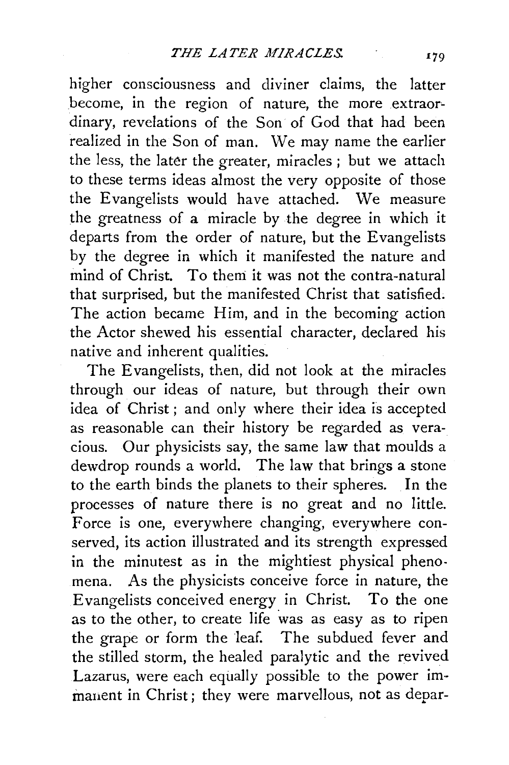higher consciousness and diviner claims, the latter become, in the region of nature, the more extraordinary, revelations of the Son of God that had been realized in the Son of man. We may name the earlier the less, the later the greater, miracles; but we attach to these terms ideas almost the very opposite of those the Evangelists would have attached. We measure the greatness of a miracle by the degree in which it departs from the order of nature, but the Evangelists by the degree in which it manifested the nature and mind of Christ. To them it was not the contra-natural that surprised, but the manifested Christ that satisfied. The action became Him, and in the becoming action the Actor shewed his essential character, declared his native and inherent qualities.

The Evangelists, then, did not look at the miracles through our ideas of nature, but through their own idea of Christ; and only where their idea is accepted as reasonable can their history be regarded as veracious. Our physicists say, the same law that moulds a dewdrop rounds a world. The law that brings a stone to the earth binds the planets to their spheres. In the processes of nature there is no great and no little. Force is one, everywhere changing, everywhere conserved, its action illustrated and its strength expressed in the minutest as in the mightiest physical phenomena. As the physicists conceive force in nature, the Evangelists conceived energy in Christ. To the one as to the other, to create life was as easy as to ripen the grape or form the leaf. The subdued fever and the stilled storm, the healed paralytic and the revived Lazarus, were each equally possible to the power immanent in Christ; they were marvellous, not as depar-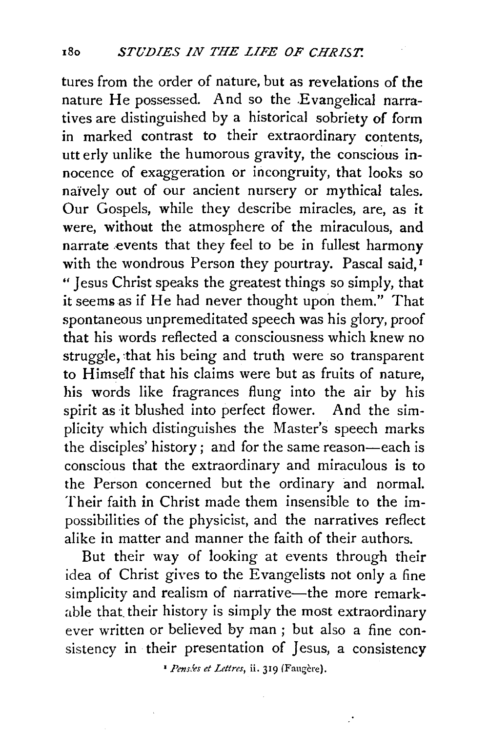tures from the order of nature, but as revelations of the nature He possessed. And so the Evangelical narratives are distinguished by a historical sobriety of form in marked contrast to their extraordinary contents, utterly unlike the humorous gravity, the conscious innocence of exaggeration or incongruity, that looks so naïvely out of our ancient nursery or mythical tales. Our Gospels, while they describe miracles, are, as it were, without the atmosphere of the miraculous, and narrate events that they feel to be in fullest harmony with the wondrous Person they pourtray. Pascal said,[1] "Jesus Christ speaks the greatest things so simply, that it seems as if He had never thought upon them." That spontaneous unpremeditated speech was his glory, proof that his words reflected a consciousness which knew no struggle, that his being and truth were so transparent to Himself that his claims were but as fruits of nature, his words like fragrances flung into the air by his spirit as it blushed into perfect flower. And the simplicity which distinguishes the Master's speech marks the disciples' history; and for the same reason—each is conscious that the extraordinary and miraculous is to the Person concerned but the ordinary and normal. Their faith in Christ made them insensible to the impossibilities of the physicist, and the narratives reflect alike in matter and manner the faith of their authors.

But their way of looking at events through their idea of Christ gives to the Evangelists not only a fine simplicity and realism of narrative—the more remarkable that their history is simply the most extraordinary ever written or believed by man; but also a fine consistency in their presentation of Jesus, a consistency

[1] *Pensées et Lettres*, ii. 319 (Faugère).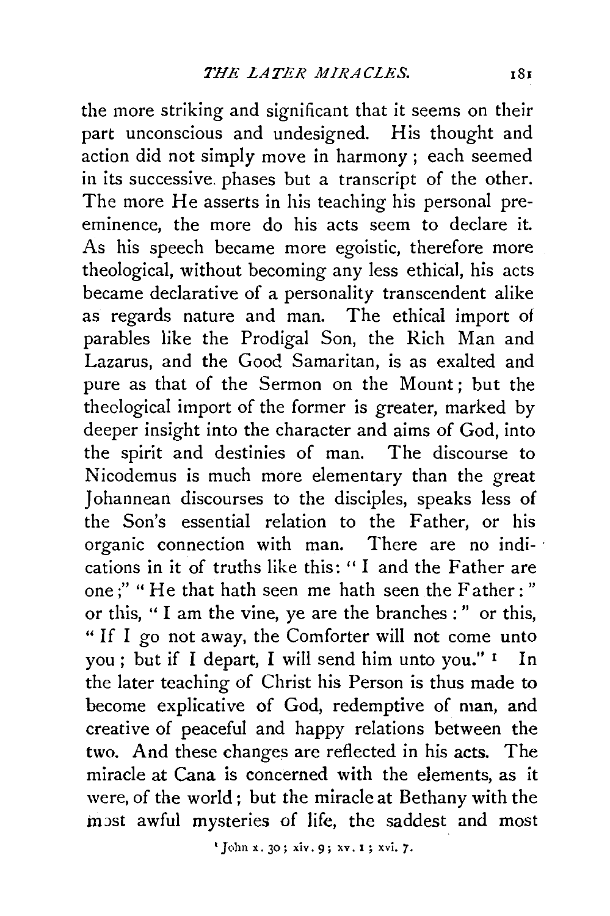the more striking and significant that it seems on their part unconscious and undesigned. His thought and action did not simply move in harmony; each seemed in its successive phases but a transcript of the other. The more He asserts in his teaching his personal pre-eminence, the more do his acts seem to declare it. As his speech became more egoistic, therefore more theological, without becoming any less ethical, his acts became declarative of a personality transcendent alike as regards nature and man. The ethical import of parables like the Prodigal Son, the Rich Man and Lazarus, and the Good Samaritan, is as exalted and pure as that of the Sermon on the Mount; but the theological import of the former is greater, marked by deeper insight into the character and aims of God, into the spirit and destinies of man. The discourse to Nicodemus is much more elementary than the great Johannean discourses to the disciples, speaks less of the Son's essential relation to the Father, or his organic connection with man. There are no indications in it of truths like this: "I and the Father are one;" "He that hath seen me hath seen the Father:" or this, "I am the vine, ye are the branches:" or this, "If I go not away, the Comforter will not come unto you; but if I depart, I will send him unto you."[1] In the later teaching of Christ his Person is thus made to become explicative of God, redemptive of man, and creative of peaceful and happy relations between the two. And these changes are reflected in his acts. The miracle at Cana is concerned with the elements, as it were, of the world; but the miracle at Bethany with the most awful mysteries of life, the saddest and most

[1] John x. 30; xiv. 9; xv. 1; xvi. 7.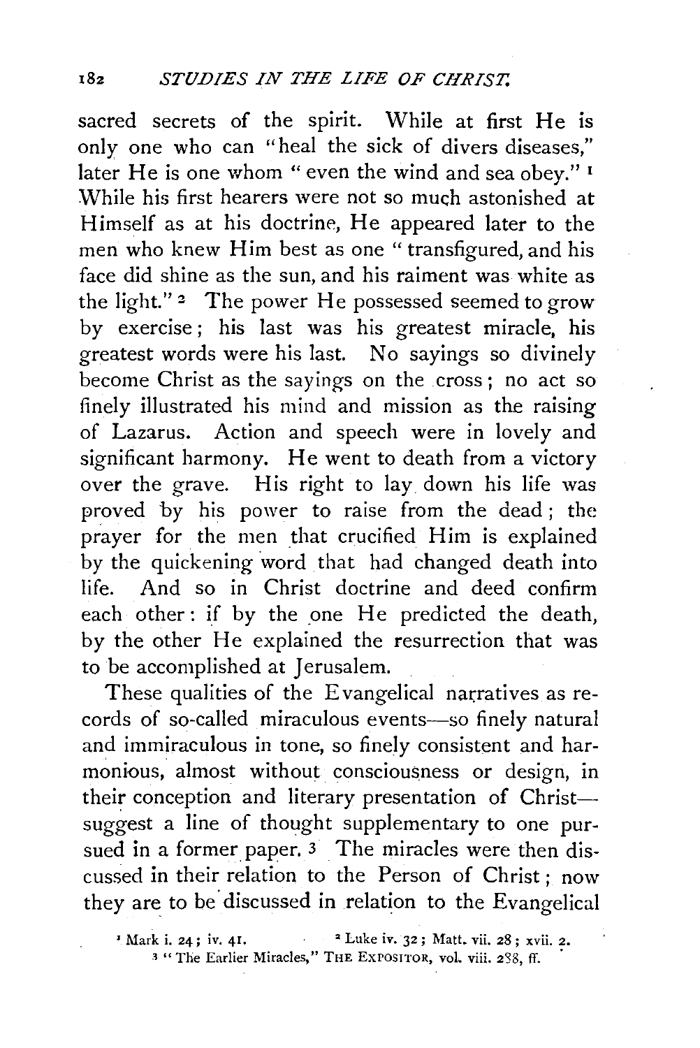sacred secrets of the spirit. While at first He is only one who can "heal the sick of divers diseases," later He is one whom "even the wind and sea obey." [1] While his first hearers were not so much astonished at Himself as at his doctrine, He appeared later to the men who knew Him best as one "transfigured, and his face did shine as the sun, and his raiment was white as the light." [2] The power He possessed seemed to grow by exercise; his last was his greatest miracle, his greatest words were his last. No sayings so divinely become Christ as the sayings on the cross; no act so finely illustrated his mind and mission as the raising of Lazarus. Action and speech were in lovely and significant harmony. He went to death from a victory over the grave. His right to lay down his life was proved by his power to raise from the dead; the prayer for the men that crucified Him is explained by the quickening word that had changed death into life. And so in Christ doctrine and deed confirm each other: if by the one He predicted the death, by the other He explained the resurrection that was to be accomplished at Jerusalem.

These qualities of the Evangelical narratives as records of so-called miraculous events—so finely natural and immiraculous in tone, so finely consistent and harmonious, almost without consciousness or design, in their conception and literary presentation of Christ—suggest a line of thought supplementary to one pursued in a former paper. [3] The miracles were then discussed in their relation to the Person of Christ; now they are to be discussed in relation to the Evangelical

[1] Mark i. 24; iv. 41. [2] Luke iv. 32; Matt. vii. 28; xvii. 2.
[3] "The Earlier Miracles," THE EXPOSITOR, vol. viii. 288, ff.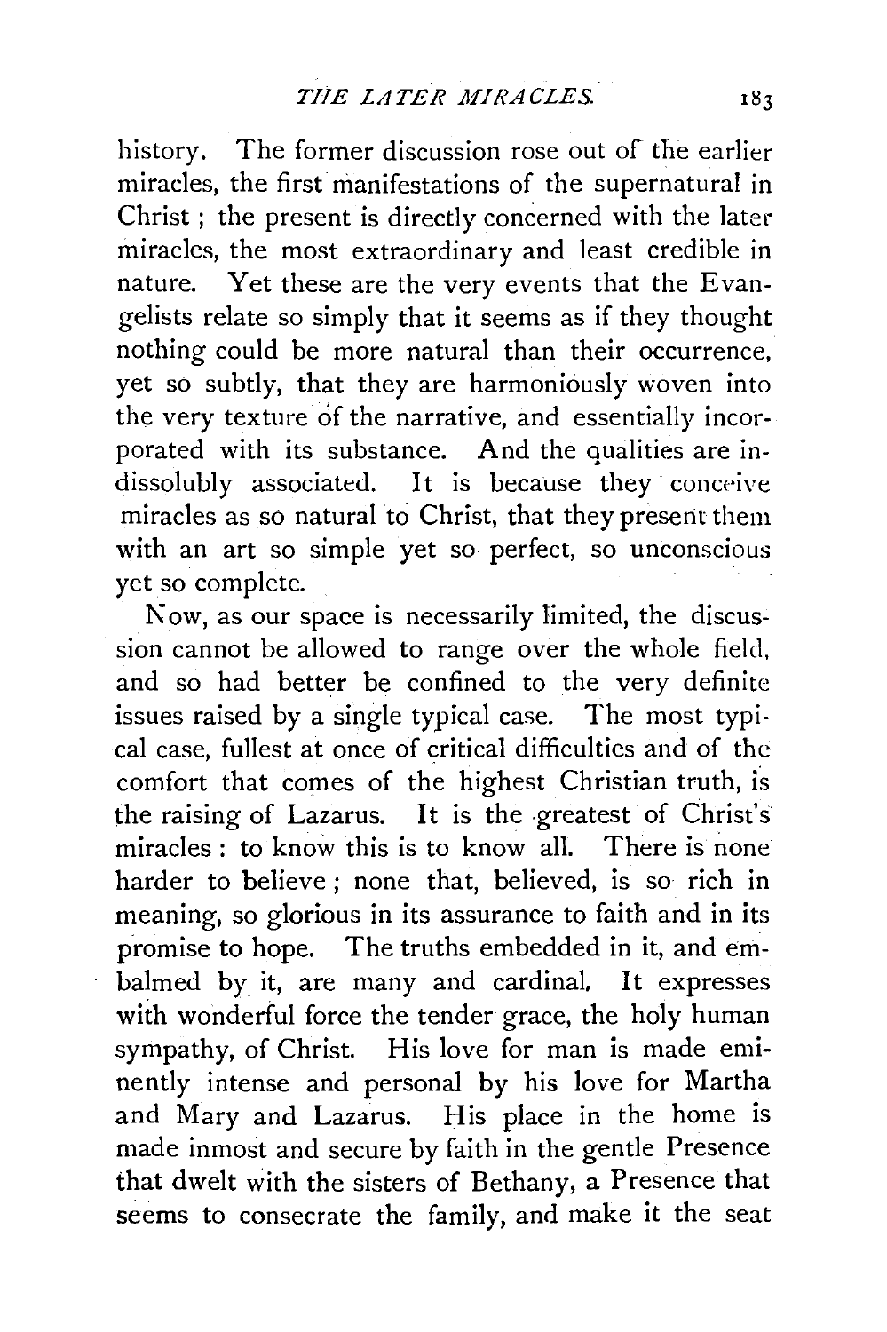history. The former discussion rose out of the earlier miracles, the first manifestations of the supernatural in Christ; the present is directly concerned with the later miracles, the most extraordinary and least credible in nature. Yet these are the very events that the Evangelists relate so simply that it seems as if they thought nothing could be more natural than their occurrence, yet so subtly, that they are harmoniously woven into the very texture of the narrative, and essentially incorporated with its substance. And the qualities are indissolubly associated. It is because they conceive miracles as so natural to Christ, that they present them with an art so simple yet so perfect, so unconscious yet so complete.

Now, as our space is necessarily limited, the discussion cannot be allowed to range over the whole field, and so had better be confined to the very definite issues raised by a single typical case. The most typical case, fullest at once of critical difficulties and of the comfort that comes of the highest Christian truth, is the raising of Lazarus. It is the greatest of Christ's miracles: to know this is to know all. There is none harder to believe; none that, believed, is so rich in meaning, so glorious in its assurance to faith and in its promise to hope. The truths embedded in it, and embalmed by it, are many and cardinal. It expresses with wonderful force the tender grace, the holy human sympathy, of Christ. His love for man is made eminently intense and personal by his love for Martha and Mary and Lazarus. His place in the home is made inmost and secure by faith in the gentle Presence that dwelt with the sisters of Bethany, a Presence that seems to consecrate the family, and make it the seat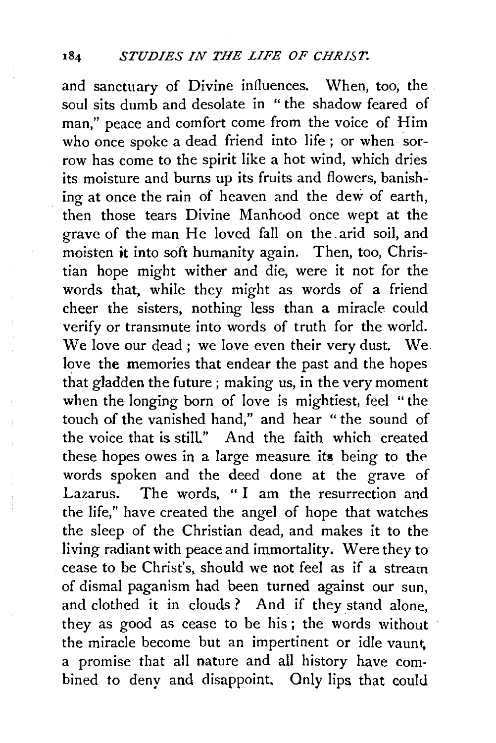and sanctuary of Divine influences. When, too, the soul sits dumb and desolate in "the shadow feared of man," peace and comfort come from the voice of Him who once spoke a dead friend into life; or when sorrow has come to the spirit like a hot wind, which dries its moisture and burns up its fruits and flowers, banishing at once the rain of heaven and the dew of earth, then those tears Divine Manhood once wept at the grave of the man He loved fall on the arid soil, and moisten it into soft humanity again. Then, too, Christian hope might wither and die, were it not for the words that, while they might as words of a friend cheer the sisters, nothing less than a miracle could verify or transmute into words of truth for the world. We love our dead; we love even their very dust. We love the memories that endear the past and the hopes that gladden the future; making us, in the very moment when the longing born of love is mightiest, feel "the touch of the vanished hand," and hear "the sound of the voice that is still." And the faith which created these hopes owes in a large measure its being to the words spoken and the deed done at the grave of Lazarus. The words, "I am the resurrection and the life," have created the angel of hope that watches the sleep of the Christian dead, and makes it to the living radiant with peace and immortality. Were they to cease to be Christ's, should we not feel as if a stream of dismal paganism had been turned against our sun, and clothed it in clouds? And if they stand alone, they as good as cease to be his; the words without the miracle become but an impertinent or idle vaunt, a promise that all nature and all history have combined to deny and disappoint. Only lips that could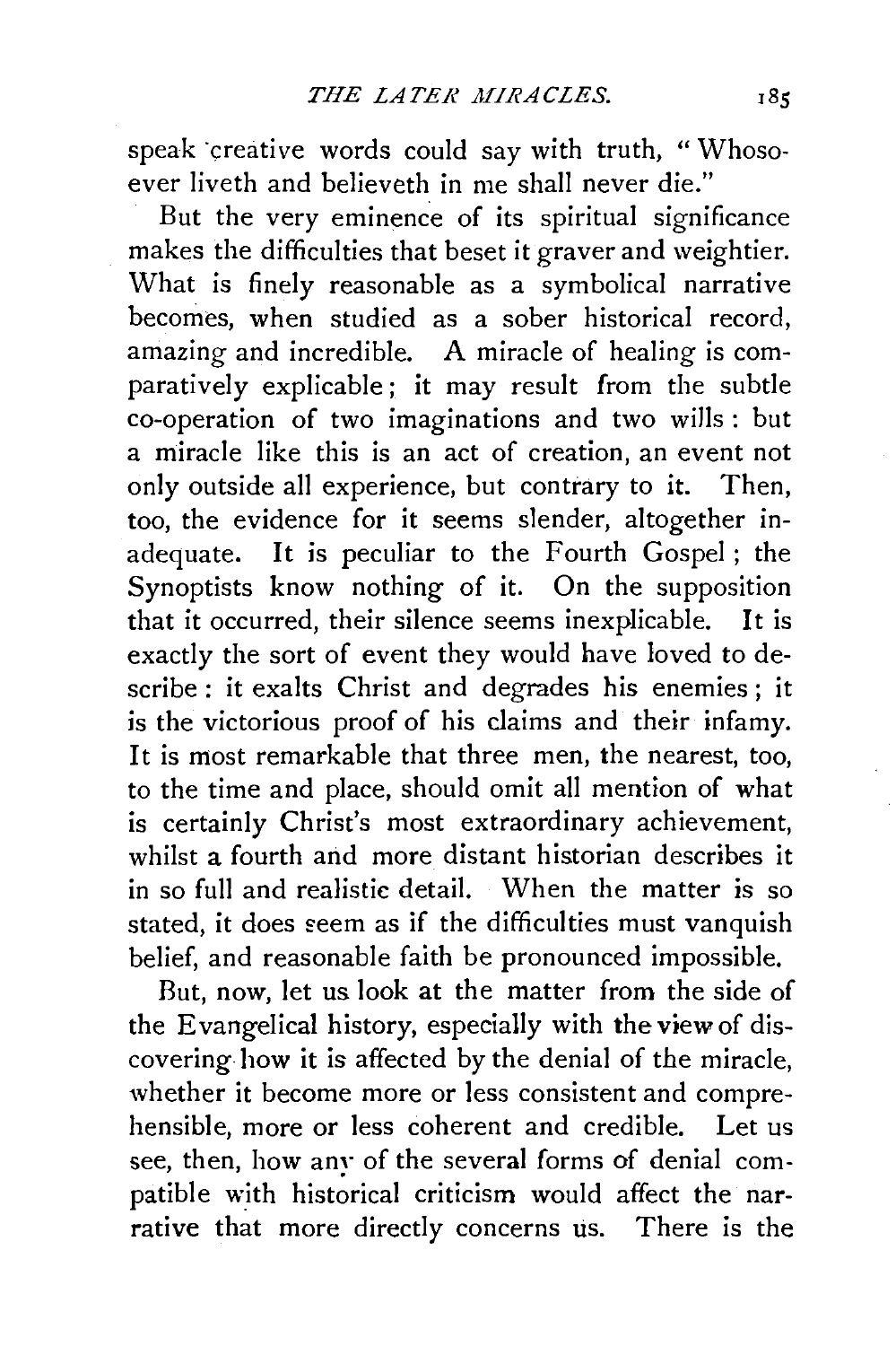speak creative words could say with truth, "Whosoever liveth and believeth in me shall never die."

But the very eminence of its spiritual significance makes the difficulties that beset it graver and weightier. What is finely reasonable as a symbolical narrative becomes, when studied as a sober historical record, amazing and incredible. A miracle of healing is comparatively explicable; it may result from the subtle co-operation of two imaginations and two wills: but a miracle like this is an act of creation, an event not only outside all experience, but contrary to it. Then, too, the evidence for it seems slender, altogether inadequate. It is peculiar to the Fourth Gospel; the Synoptists know nothing of it. On the supposition that it occurred, their silence seems inexplicable. It is exactly the sort of event they would have loved to describe: it exalts Christ and degrades his enemies; it is the victorious proof of his claims and their infamy. It is most remarkable that three men, the nearest, too, to the time and place, should omit all mention of what is certainly Christ's most extraordinary achievement, whilst a fourth and more distant historian describes it in so full and realistic detail. When the matter is so stated, it does seem as if the difficulties must vanquish belief, and reasonable faith be pronounced impossible.

But, now, let us look at the matter from the side of the Evangelical history, especially with the view of discovering how it is affected by the denial of the miracle, whether it become more or less consistent and comprehensible, more or less coherent and credible. Let us see, then, how any of the several forms of denial compatible with historical criticism would affect the narrative that more directly concerns us. There is the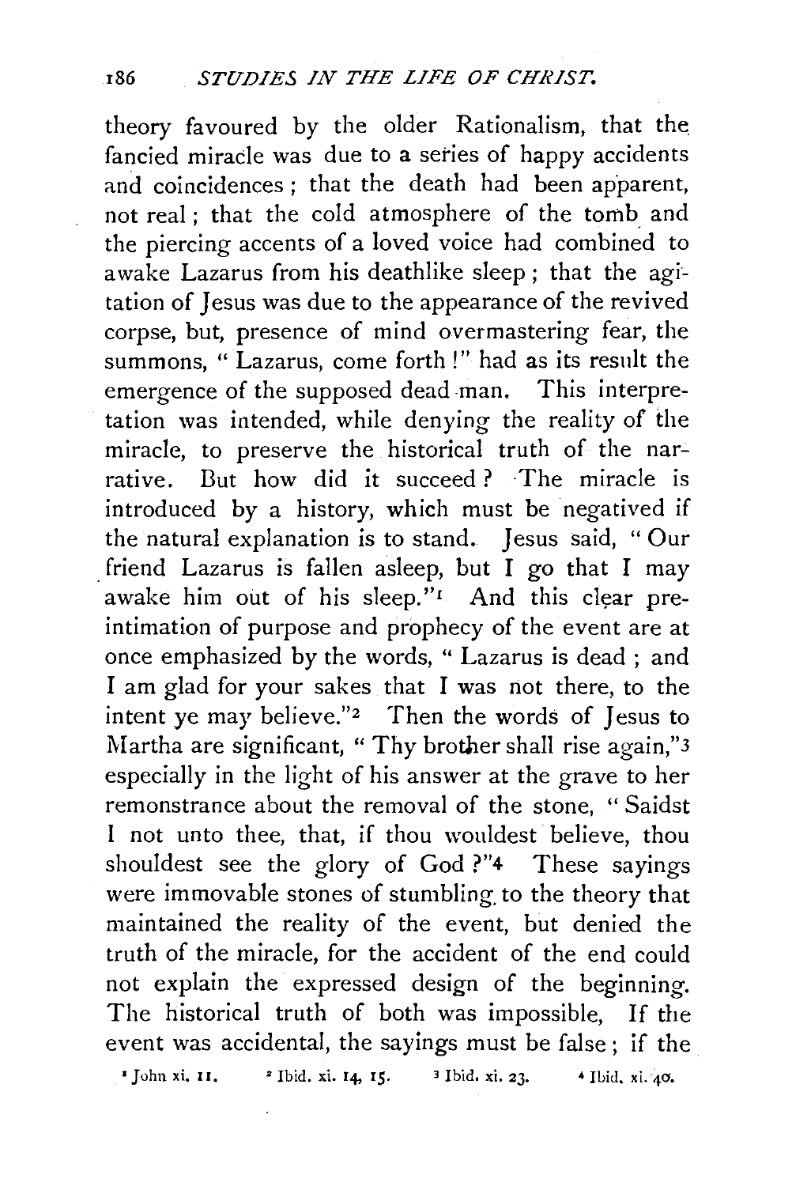theory favoured by the older Rationalism, that the fancied miracle was due to a series of happy accidents and coincidences; that the death had been apparent, not real; that the cold atmosphere of the tomb and the piercing accents of a loved voice had combined to awake Lazarus from his deathlike sleep; that the agitation of Jesus was due to the appearance of the revived corpse, but, presence of mind overmastering fear, the summons, "Lazarus, come forth!" had as its result the emergence of the supposed dead man. This interpretation was intended, while denying the reality of the miracle, to preserve the historical truth of the narrative. But how did it succeed? The miracle is introduced by a history, which must be negatived if the natural explanation is to stand. Jesus said, "Our friend Lazarus is fallen asleep, but I go that I may awake him out of his sleep."[1] And this clear pre-intimation of purpose and prophecy of the event are at once emphasized by the words, "Lazarus is dead; and I am glad for your sakes that I was not there, to the intent ye may believe."[2] Then the words of Jesus to Martha are significant, "Thy brother shall rise again,"[3] especially in the light of his answer at the grave to her remonstrance about the removal of the stone, "Saidst I not unto thee, that, if thou wouldest believe, thou shouldest see the glory of God?"[4] These sayings were immovable stones of stumbling to the theory that maintained the reality of the event, but denied the truth of the miracle, for the accident of the end could not explain the expressed design of the beginning. The historical truth of both was impossible. If the event was accidental, the sayings must be false; if the

[1] John xi. 11. [2] Ibid. xi. 14, 15. [3] Ibid. xi. 23. [4] Ibid. xi. 40.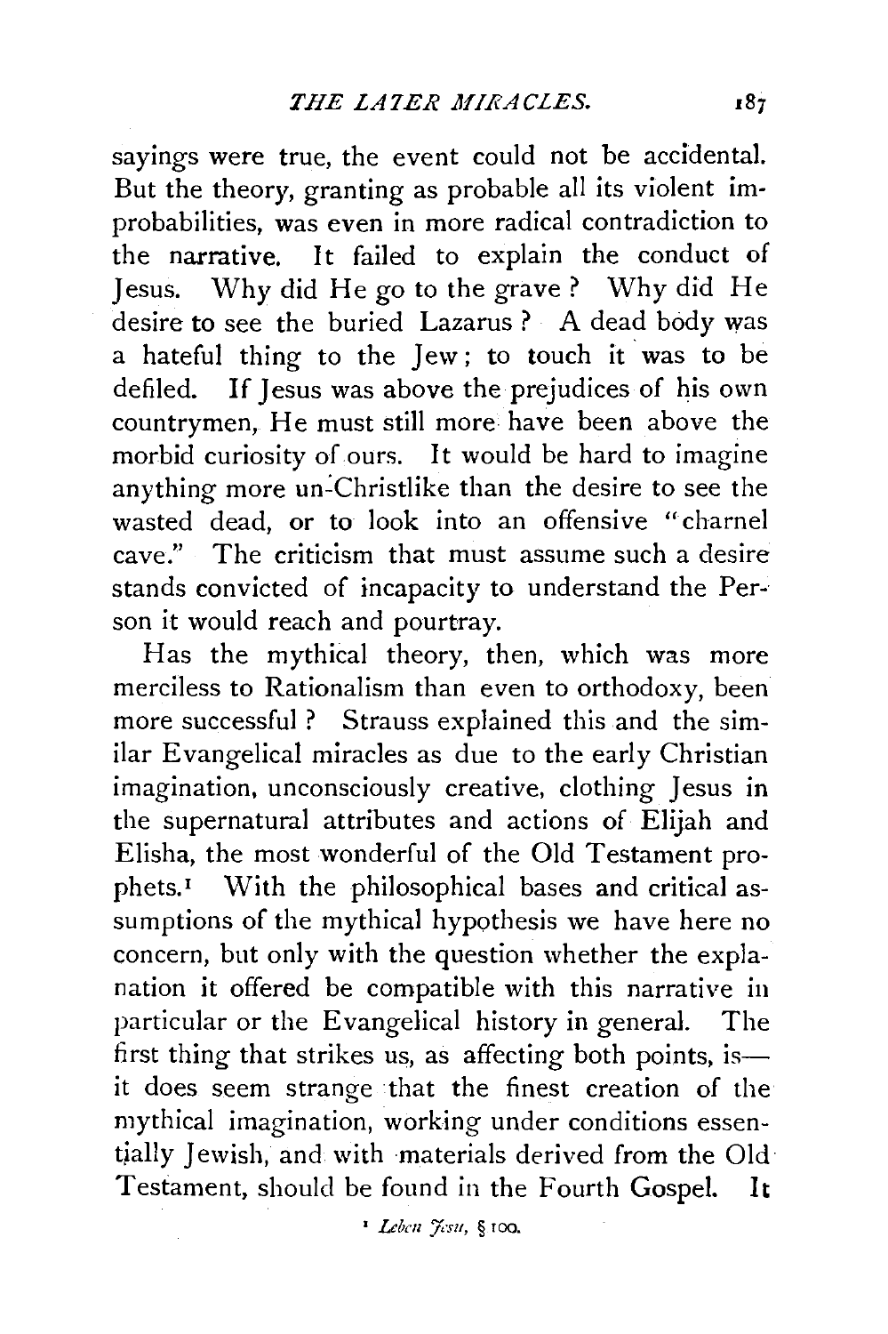sayings were true, the event could not be accidental. But the theory, granting as probable all its violent improbabilities, was even in more radical contradiction to the narrative. It failed to explain the conduct of Jesus. Why did He go to the grave? Why did He desire to see the buried Lazarus? A dead body was a hateful thing to the Jew; to touch it was to be defiled. If Jesus was above the prejudices of his own countrymen, He must still more have been above the morbid curiosity of ours. It would be hard to imagine anything more un-Christlike than the desire to see the wasted dead, or to look into an offensive "charnel cave." The criticism that must assume such a desire stands convicted of incapacity to understand the Person it would reach and pourtray.

Has the mythical theory, then, which was more merciless to Rationalism than even to orthodoxy, been more successful? Strauss explained this and the similar Evangelical miracles as due to the early Christian imagination, unconsciously creative, clothing Jesus in the supernatural attributes and actions of Elijah and Elisha, the most wonderful of the Old Testament prophets.[1] With the philosophical bases and critical assumptions of the mythical hypothesis we have here no concern, but only with the question whether the explanation it offered be compatible with this narrative in particular or the Evangelical history in general. The first thing that strikes us, as affecting both points, is—it does seem strange that the finest creation of the mythical imagination, working under conditions essentially Jewish, and with materials derived from the Old Testament, should be found in the Fourth Gospel. It

[1] *Leben Jesu*, § 100.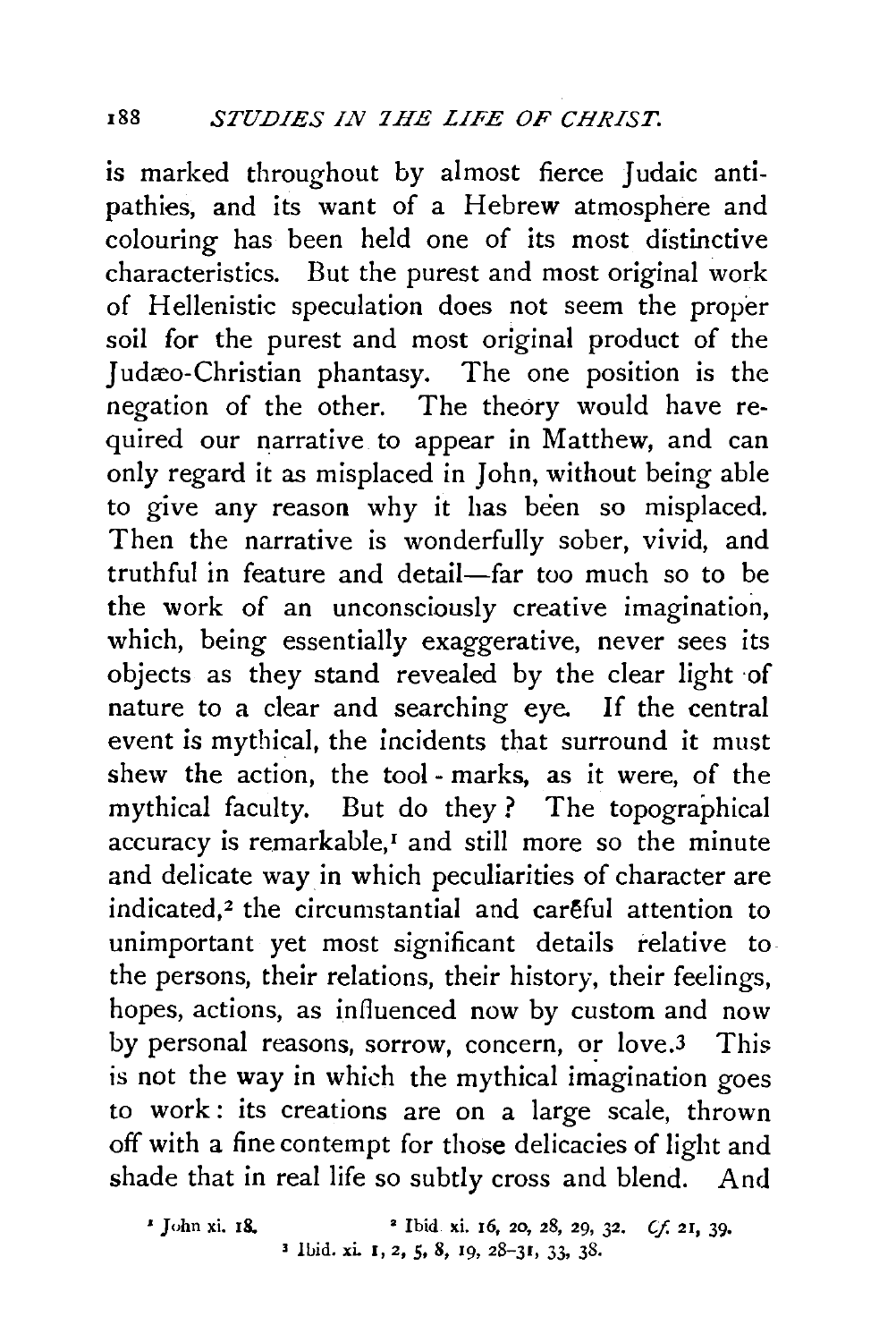is marked throughout by almost fierce Judaic antipathies, and its want of a Hebrew atmosphere and colouring has been held one of its most distinctive characteristics. But the purest and most original work of Hellenistic speculation does not seem the proper soil for the purest and most original product of the Judæo-Christian phantasy. The one position is the negation of the other. The theory would have required our narrative to appear in Matthew, and can only regard it as misplaced in John, without being able to give any reason why it has been so misplaced. Then the narrative is wonderfully sober, vivid, and truthful in feature and detail—far too much so to be the work of an unconsciously creative imagination, which, being essentially exaggerative, never sees its objects as they stand revealed by the clear light of nature to a clear and searching eye. If the central event is mythical, the incidents that surround it must shew the action, the tool-marks, as it were, of the mythical faculty. But do they? The topographical accuracy is remarkable,[1] and still more so the minute and delicate way in which peculiarities of character are indicated,[2] the circumstantial and careful attention to unimportant yet most significant details relative to the persons, their relations, their history, their feelings, hopes, actions, as influenced now by custom and now by personal reasons, sorrow, concern, or love.[3] This is not the way in which the mythical imagination goes to work: its creations are on a large scale, thrown off with a fine contempt for those delicacies of light and shade that in real life so subtly cross and blend. And

[1] John xi. 18.
[2] Ibid. xi. 16, 20, 28, 29, 32. *Cf.* 21, 39.
[3] Ibid. xi. 1, 2, 5, 8, 19, 28–31, 33, 38.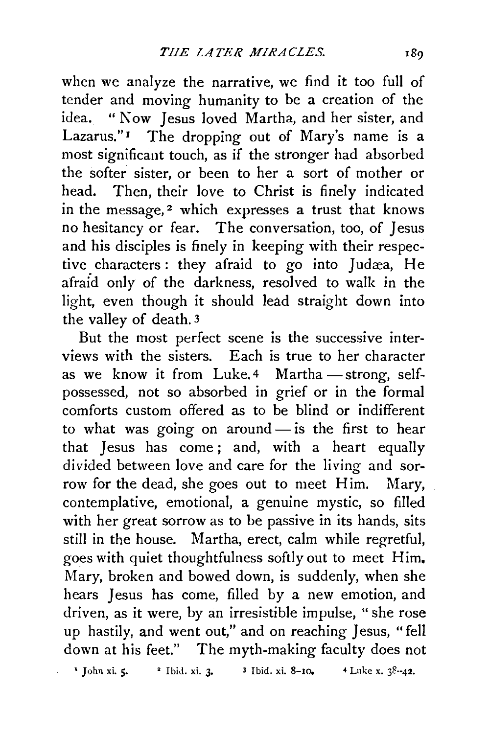when we analyze the narrative, we find it too full of tender and moving humanity to be a creation of the idea. "Now Jesus loved Martha, and her sister, and Lazarus."[1] The dropping out of Mary's name is a most significant touch, as if the stronger had absorbed the softer sister, or been to her a sort of mother or head. Then, their love to Christ is finely indicated in the message,[2] which expresses a trust that knows no hesitancy or fear. The conversation, too, of Jesus and his disciples is finely in keeping with their respective characters: they afraid to go into Judæa, He afraid only of the darkness, resolved to walk in the light, even though it should lead straight down into the valley of death.[3]

But the most perfect scene is the successive interviews with the sisters. Each is true to her character as we know it from Luke.[4] Martha — strong, self-possessed, not so absorbed in grief or in the formal comforts custom offered as to be blind or indifferent to what was going on around — is the first to hear that Jesus has come; and, with a heart equally divided between love and care for the living and sorrow for the dead, she goes out to meet Him. Mary, contemplative, emotional, a genuine mystic, so filled with her great sorrow as to be passive in its hands, sits still in the house. Martha, erect, calm while regretful, goes with quiet thoughtfulness softly out to meet Him. Mary, broken and bowed down, is suddenly, when she hears Jesus has come, filled by a new emotion, and driven, as it were, by an irresistible impulse, "she rose up hastily, and went out," and on reaching Jesus, "fell down at his feet." The myth-making faculty does not

[1] John xi. 5. [2] Ibid. xi. 3. [3] Ibid. xi. 8–10. [4] Luke x. 38–42.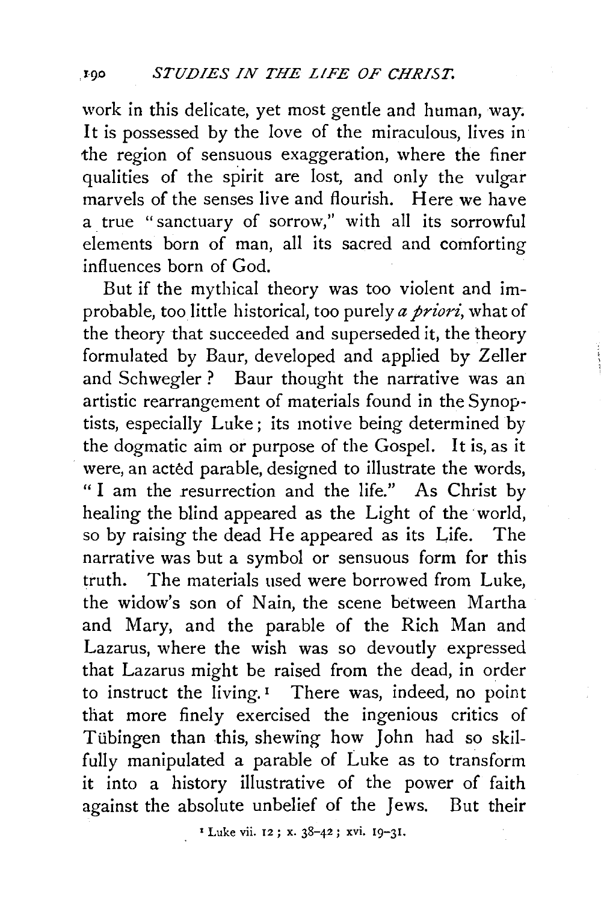work in this delicate, yet most gentle and human, way. It is possessed by the love of the miraculous, lives in the region of sensuous exaggeration, where the finer qualities of the spirit are lost, and only the vulgar marvels of the senses live and flourish. Here we have a true "sanctuary of sorrow," with all its sorrowful elements born of man, all its sacred and comforting influences born of God.

But if the mythical theory was too violent and improbable, too little historical, too purely *a priori*, what of the theory that succeeded and superseded it, the theory formulated by Baur, developed and applied by Zeller and Schwegler? Baur thought the narrative was an artistic rearrangement of materials found in the Synoptists, especially Luke; its motive being determined by the dogmatic aim or purpose of the Gospel. It is, as it were, an actèd parable, designed to illustrate the words, "I am the resurrection and the life." As Christ by healing the blind appeared as the Light of the world, so by raising the dead He appeared as its Life. The narrative was but a symbol or sensuous form for this truth. The materials used were borrowed from Luke, the widow's son of Nain, the scene between Martha and Mary, and the parable of the Rich Man and Lazarus, where the wish was so devoutly expressed that Lazarus might be raised from the dead, in order to instruct the living.[1] There was, indeed, no point that more finely exercised the ingenious critics of Tübingen than this, shewing how John had so skilfully manipulated a parable of Luke as to transform it into a history illustrative of the power of faith against the absolute unbelief of the Jews. But their

[1] Luke vii. 12; x. 38–42; xvi. 19–31.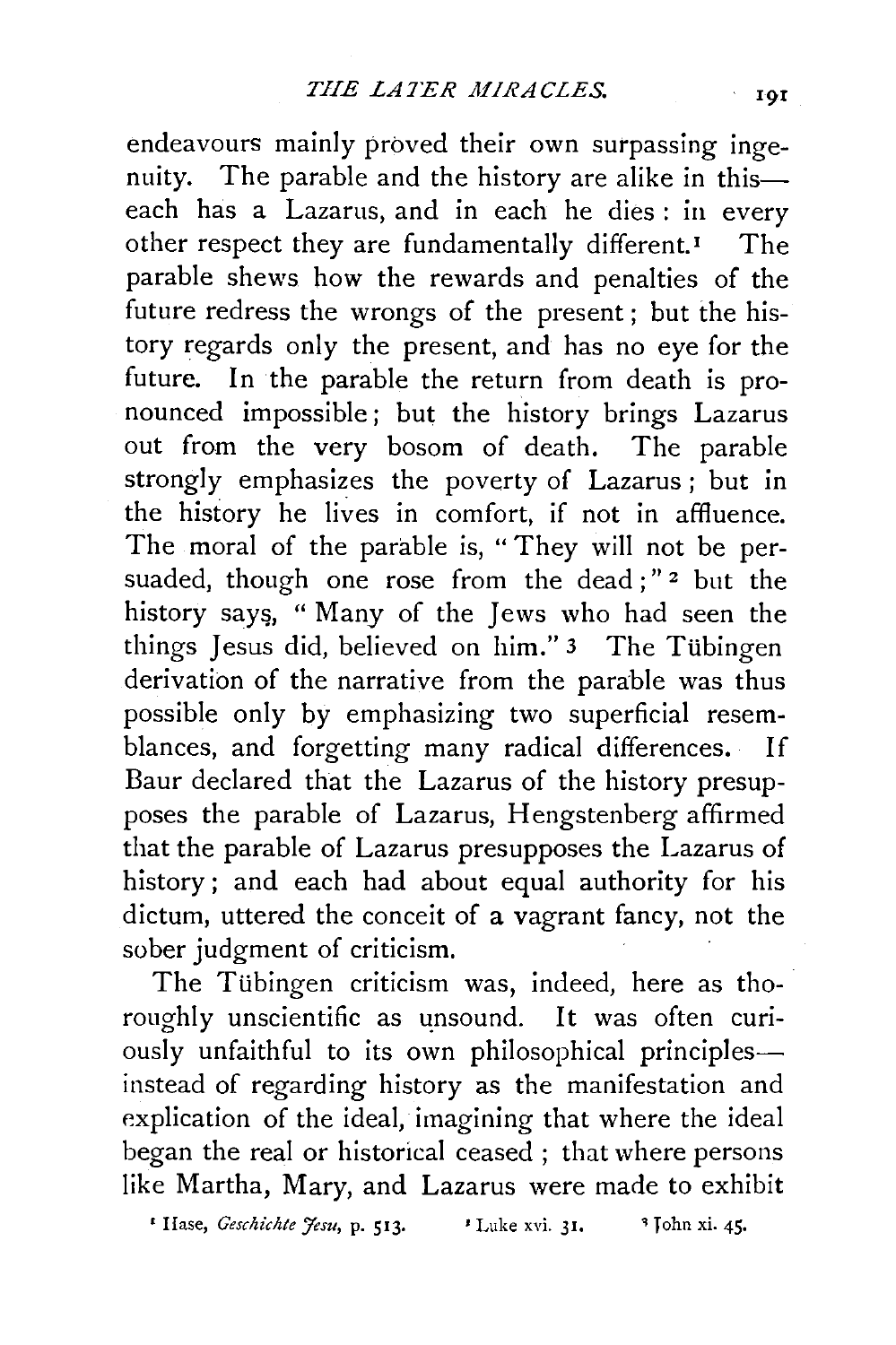endeavours mainly proved their own surpassing ingenuity. The parable and the history are alike in this—each has a Lazarus, and in each he dies: in every other respect they are fundamentally different.[1] The parable shews how the rewards and penalties of the future redress the wrongs of the present; but the history regards only the present, and has no eye for the future. In the parable the return from death is pronounced impossible; but the history brings Lazarus out from the very bosom of death. The parable strongly emphasizes the poverty of Lazarus; but in the history he lives in comfort, if not in affluence. The moral of the parable is, "They will not be persuaded, though one rose from the dead;"[2] but the history says, "Many of the Jews who had seen the things Jesus did, believed on him."[3] The Tübingen derivation of the narrative from the parable was thus possible only by emphasizing two superficial resemblances, and forgetting many radical differences. If Baur declared that the Lazarus of the history presupposes the parable of Lazarus, Hengstenberg affirmed that the parable of Lazarus presupposes the Lazarus of history; and each had about equal authority for his dictum, uttered the conceit of a vagrant fancy, not the sober judgment of criticism.

The Tübingen criticism was, indeed, here as thoroughly unscientific as unsound. It was often curiously unfaithful to its own philosophical principles—instead of regarding history as the manifestation and explication of the ideal, imagining that where the ideal began the real or historical ceased; that where persons like Martha, Mary, and Lazarus were made to exhibit

[1] Hase, *Geschichte Jesu*, p. 513. [2] Luke xvi. 31. [3] John xi. 45.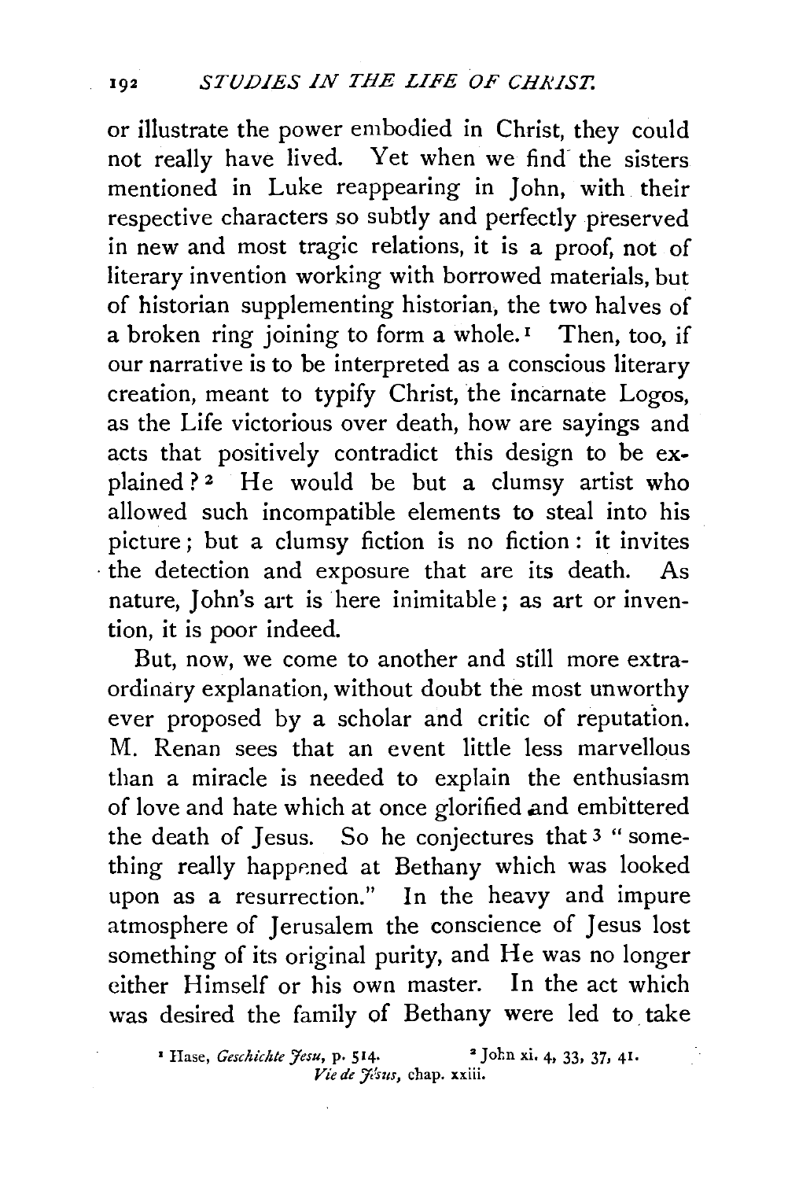or illustrate the power embodied in Christ, they could not really have lived. Yet when we find the sisters mentioned in Luke reappearing in John, with their respective characters so subtly and perfectly preserved in new and most tragic relations, it is a proof, not of literary invention working with borrowed materials, but of historian supplementing historian, the two halves of a broken ring joining to form a whole.[1] Then, too, if our narrative is to be interpreted as a conscious literary creation, meant to typify Christ, the incarnate Logos, as the Life victorious over death, how are sayings and acts that positively contradict this design to be explained?[2] He would be but a clumsy artist who allowed such incompatible elements to steal into his picture; but a clumsy fiction is no fiction: it invites the detection and exposure that are its death. As nature, John's art is here inimitable; as art or invention, it is poor indeed.

But, now, we come to another and still more extraordinary explanation, without doubt the most unworthy ever proposed by a scholar and critic of reputation. M. Renan sees that an event little less marvellous than a miracle is needed to explain the enthusiasm of love and hate which at once glorified and embittered the death of Jesus. So he conjectures that[3] "something really happened at Bethany which was looked upon as a resurrection." In the heavy and impure atmosphere of Jerusalem the conscience of Jesus lost something of its original purity, and He was no longer either Himself or his own master. In the act which was desired the family of Bethany were led to take

[1] Hase, *Geschichte Jesu*, p. 514. [2] John xi. 4, 33, 37, 41.
[3] *Vie de Jésus*, chap. xxiii.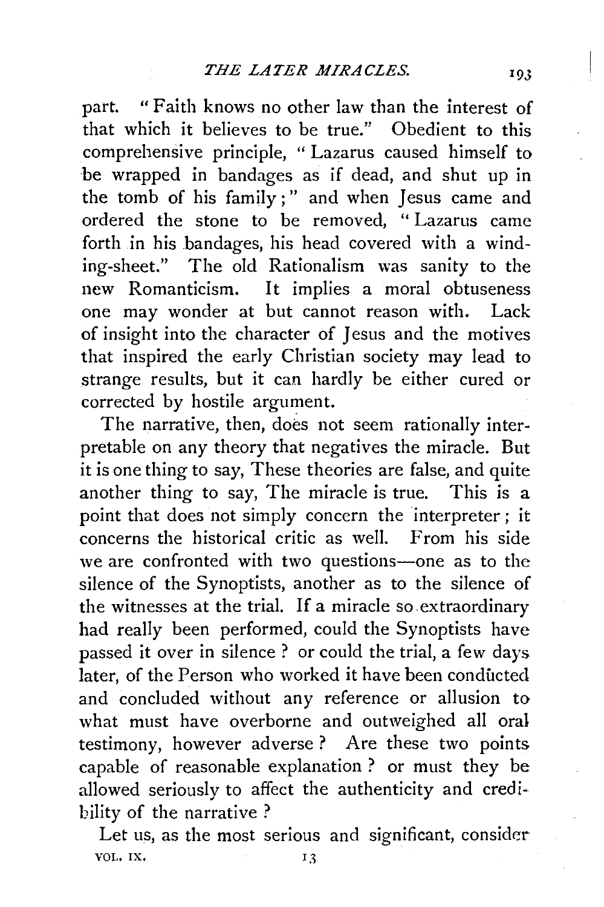part. "Faith knows no other law than the interest of that which it believes to be true." Obedient to this comprehensive principle, "Lazarus caused himself to be wrapped in bandages as if dead, and shut up in the tomb of his family;" and when Jesus came and ordered the stone to be removed, "Lazarus came forth in his bandages, his head covered with a winding-sheet." The old Rationalism was sanity to the new Romanticism. It implies a moral obtuseness one may wonder at but cannot reason with. Lack of insight into the character of Jesus and the motives that inspired the early Christian society may lead to strange results, but it can hardly be either cured or corrected by hostile argument.

The narrative, then, does not seem rationally interpretable on any theory that negatives the miracle. But it is one thing to say, These theories are false, and quite another thing to say, The miracle is true. This is a point that does not simply concern the interpreter; it concerns the historical critic as well. From his side we are confronted with two questions—one as to the silence of the Synoptists, another as to the silence of the witnesses at the trial. If a miracle so extraordinary had really been performed, could the Synoptists have passed it over in silence? or could the trial, a few days later, of the Person who worked it have been conducted and concluded without any reference or allusion to what must have overborne and outweighed all oral testimony, however adverse? Are these two points capable of reasonable explanation? or must they be allowed seriously to affect the authenticity and credibility of the narrative?

Let us, as the most serious and significant, consider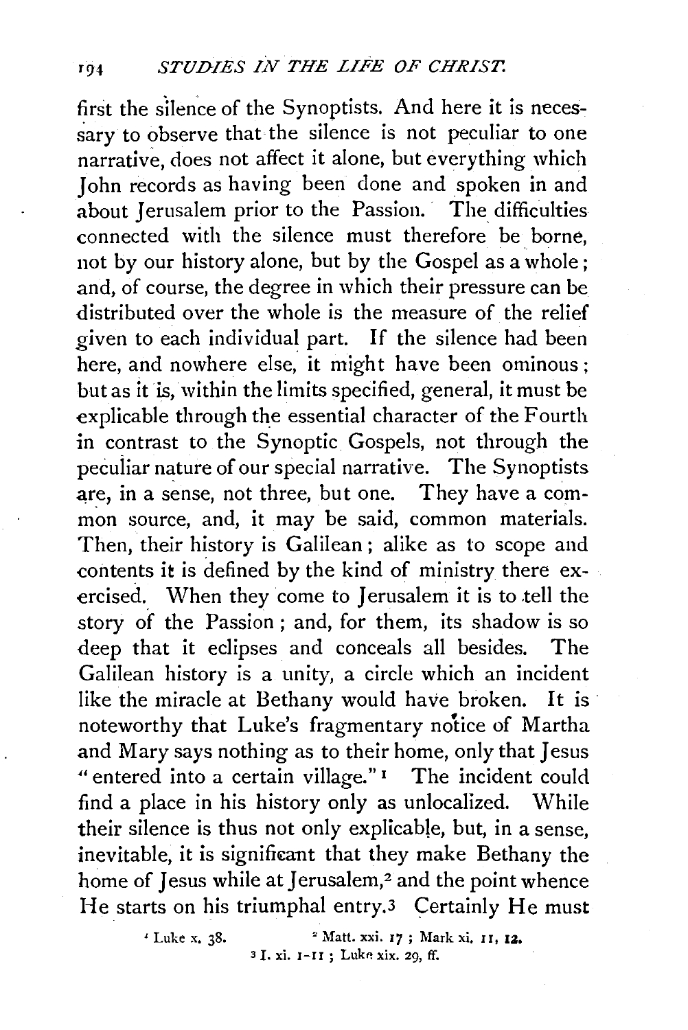first the silence of the Synoptists. And here it is necessary to observe that the silence is not peculiar to one narrative, does not affect it alone, but everything which John records as having been done and spoken in and about Jerusalem prior to the Passion. The difficulties connected with the silence must therefore be borne, not by our history alone, but by the Gospel as a whole; and, of course, the degree in which their pressure can be distributed over the whole is the measure of the relief given to each individual part. If the silence had been here, and nowhere else, it might have been ominous; but as it is, within the limits specified, general, it must be explicable through the essential character of the Fourth in contrast to the Synoptic Gospels, not through the peculiar nature of our special narrative. The Synoptists are, in a sense, not three, but one. They have a common source, and, it may be said, common materials. Then, their history is Galilean; alike as to scope and contents it is defined by the kind of ministry there exercised. When they come to Jerusalem it is to tell the story of the Passion; and, for them, its shadow is so deep that it eclipses and conceals all besides. The Galilean history is a unity, a circle which an incident like the miracle at Bethany would have broken. It is noteworthy that Luke's fragmentary notice of Martha and Mary says nothing as to their home, only that Jesus "entered into a certain village."[1] The incident could find a place in his history only as unlocalized. While their silence is thus not only explicable, but, in a sense, inevitable, it is significant that they make Bethany the home of Jesus while at Jerusalem,[2] and the point whence He starts on his triumphal entry.[3] Certainly He must

[1] Luke x. 38. [2] Matt. xxi. 17; Mark xi. 11, 12.
[3] I. xi. 1-11; Luke xix. 29, ff.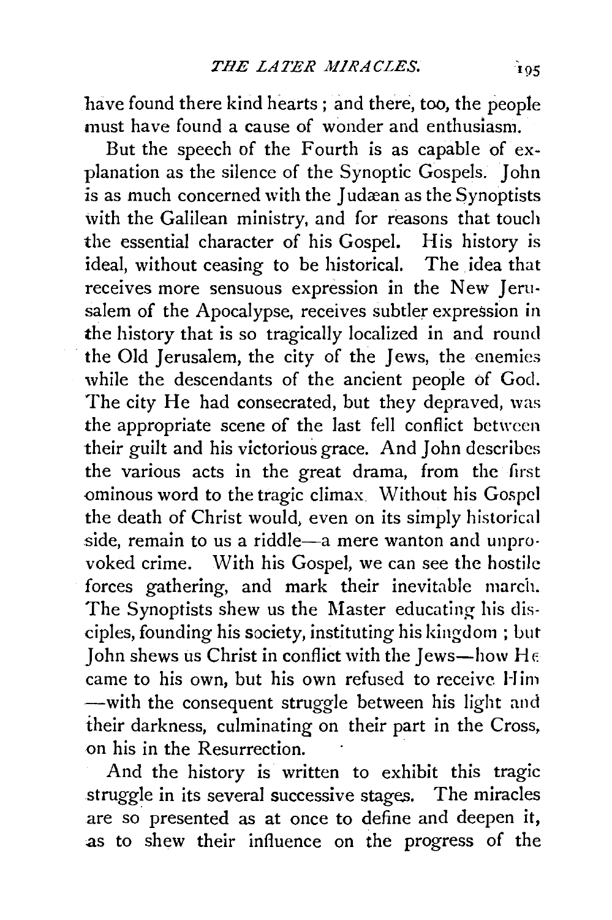have found there kind hearts; and there, too, the people must have found a cause of wonder and enthusiasm.

But the speech of the Fourth is as capable of explanation as the silence of the Synoptic Gospels. John is as much concerned with the Judæan as the Synoptists with the Galilean ministry, and for reasons that touch the essential character of his Gospel. His history is ideal, without ceasing to be historical. The idea that receives more sensuous expression in the New Jerusalem of the Apocalypse, receives subtler expression in the history that is so tragically localized in and round the Old Jerusalem, the city of the Jews, the enemies while the descendants of the ancient people of God. The city He had consecrated, but they depraved, was the appropriate scene of the last fell conflict between their guilt and his victorious grace. And John describes the various acts in the great drama, from the first ominous word to the tragic climax. Without his Gospel the death of Christ would, even on its simply historical side, remain to us a riddle—a mere wanton and unprovoked crime. With his Gospel, we can see the hostile forces gathering, and mark their inevitable march. The Synoptists shew us the Master educating his disciples, founding his society, instituting his kingdom; but John shews us Christ in conflict with the Jews—how He came to his own, but his own refused to receive Him—with the consequent struggle between his light and their darkness, culminating on their part in the Cross, on his in the Resurrection.

And the history is written to exhibit this tragic struggle in its several successive stages. The miracles are so presented as at once to define and deepen it, as to shew their influence on the progress of the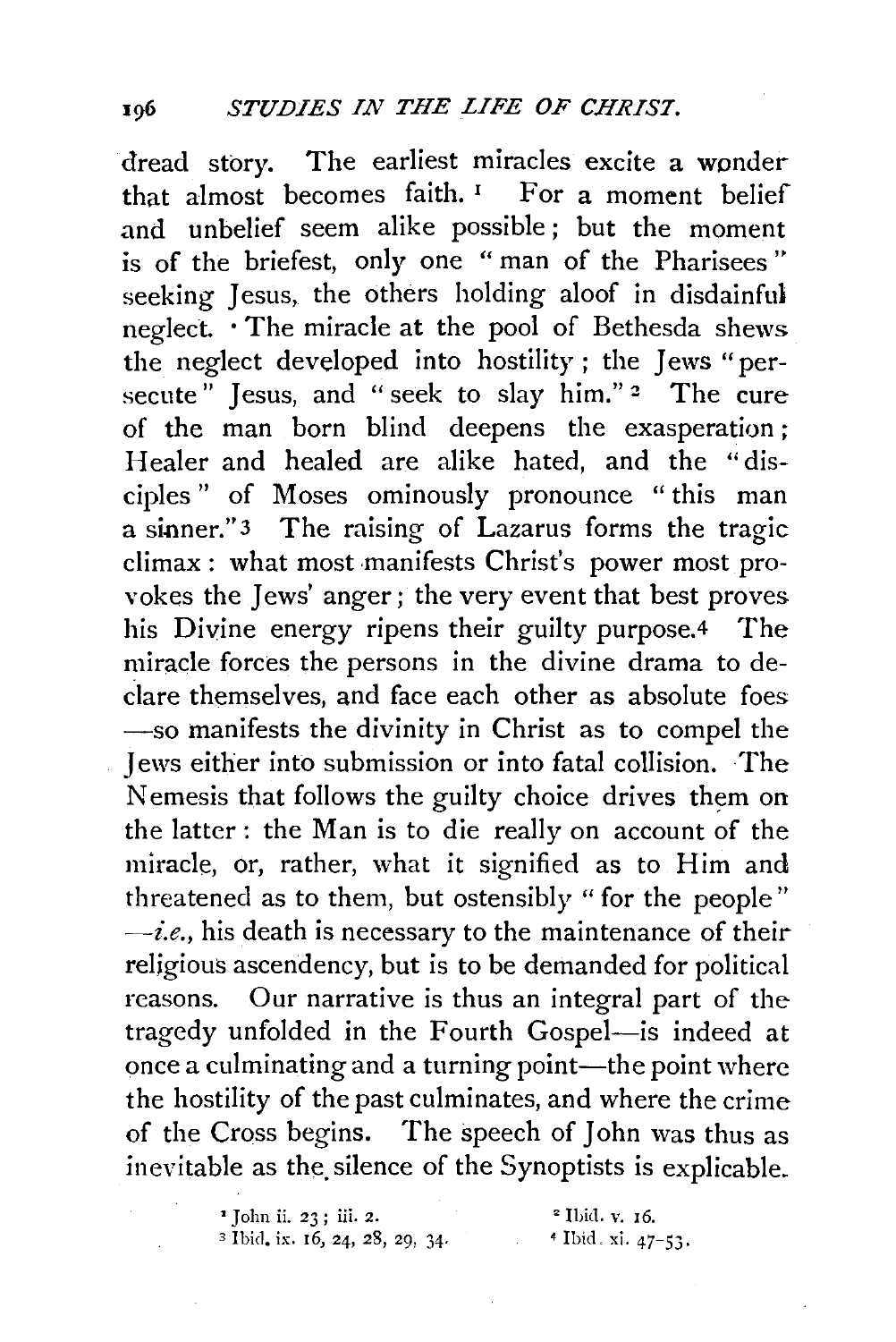dread story. The earliest miracles excite a wonder that almost becomes faith.[1] For a moment belief and unbelief seem alike possible; but the moment is of the briefest, only one "man of the Pharisees" seeking Jesus, the others holding aloof in disdainful neglect. The miracle at the pool of Bethesda shews the neglect developed into hostility; the Jews "persecute" Jesus, and "seek to slay him."[2] The cure of the man born blind deepens the exasperation; Healer and healed are alike hated, and the "disciples" of Moses ominously pronounce "this man a sinner."[3] The raising of Lazarus forms the tragic climax: what most manifests Christ's power most provokes the Jews' anger; the very event that best proves his Divine energy ripens their guilty purpose.[4] The miracle forces the persons in the divine drama to declare themselves, and face each other as absolute foes —so manifests the divinity in Christ as to compel the Jews either into submission or into fatal collision. The Nemesis that follows the guilty choice drives them on the latter: the Man is to die really on account of the miracle, or, rather, what it signified as to Him and threatened as to them, but ostensibly "for the people" —*i.e.*, his death is necessary to the maintenance of their religious ascendency, but is to be demanded for political reasons. Our narrative is thus an integral part of the tragedy unfolded in the Fourth Gospel—is indeed at once a culminating and a turning point—the point where the hostility of the past culminates, and where the crime of the Cross begins. The speech of John was thus as inevitable as the silence of the Synoptists is explicable.

[1] John ii. 23; iii. 2.

[2] Ibid. v. 16.

[3] Ibid. ix. 16, 24, 28, 29, 34.

[4] Ibid. xi. 47-53.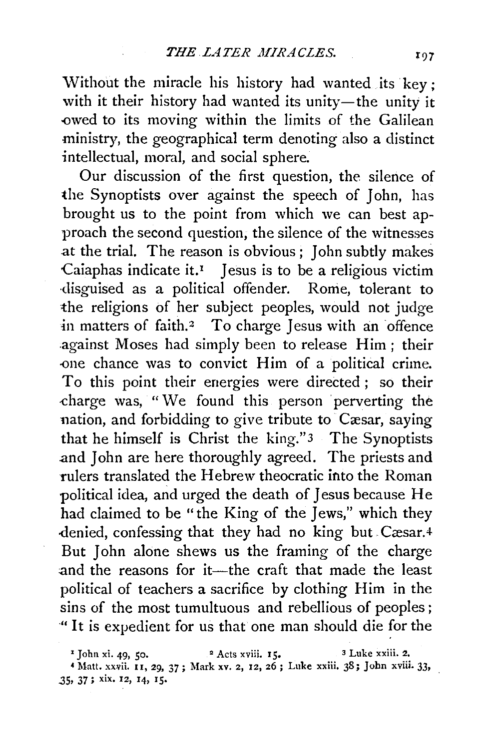Without the miracle his history had wanted its key; with it their history had wanted its unity—the unity it owed to its moving within the limits of the Galilean ministry, the geographical term denoting also a distinct intellectual, moral, and social sphere.

Our discussion of the first question, the silence of the Synoptists over against the speech of John, has brought us to the point from which we can best approach the second question, the silence of the witnesses at the trial. The reason is obvious; John subtly makes Caiaphas indicate it.[1] Jesus is to be a religious victim disguised as a political offender. Rome, tolerant to the religions of her subject peoples, would not judge in matters of faith.[2] To charge Jesus with an offence against Moses had simply been to release Him; their one chance was to convict Him of a political crime. To this point their energies were directed; so their charge was, "We found this person perverting the nation, and forbidding to give tribute to Cæsar, saying that he himself is Christ the king."[3] The Synoptists and John are here thoroughly agreed. The priests and rulers translated the Hebrew theocratic into the Roman political idea, and urged the death of Jesus because He had claimed to be "the King of the Jews," which they denied, confessing that they had no king but Cæsar.[4] But John alone shews us the framing of the charge and the reasons for it—the craft that made the least political of teachers a sacrifice by clothing Him in the sins of the most tumultuous and rebellious of peoples; "It is expedient for us that one man should die for the

[1] John xi. 49, 50. [2] Acts xviii. 15. [3] Luke xxiii. 2.

[4] Matt. xxvii. 11, 29, 37; Mark xv. 2, 12, 26; Luke xxiii. 38; John xviii. 33, 35, 37; xix. 12, 14, 15.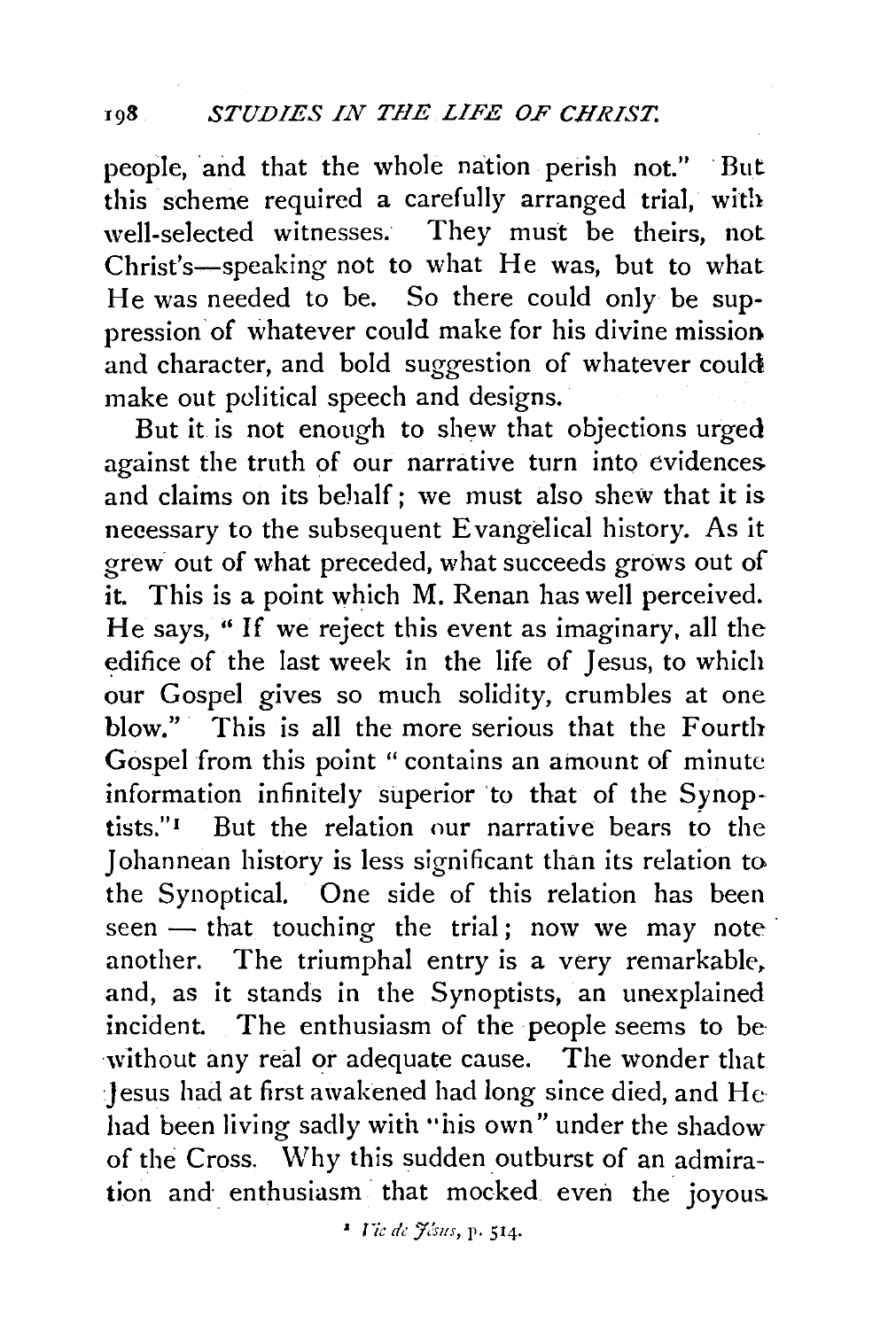people, and that the whole nation perish not." But this scheme required a carefully arranged trial, with well-selected witnesses. They must be theirs, not Christ's—speaking not to what He was, but to what He was needed to be. So there could only be suppression of whatever could make for his divine mission and character, and bold suggestion of whatever could make out political speech and designs.

But it is not enough to shew that objections urged against the truth of our narrative turn into evidences and claims on its behalf; we must also shew that it is necessary to the subsequent Evangelical history. As it grew out of what preceded, what succeeds grows out of it. This is a point which M. Renan has well perceived. He says, "If we reject this event as imaginary, all the edifice of the last week in the life of Jesus, to which our Gospel gives so much solidity, crumbles at one blow." This is all the more serious that the Fourth Gospel from this point "contains an amount of minute information infinitely superior to that of the Synoptists."[1] But the relation our narrative bears to the Johannean history is less significant than its relation to the Synoptical. One side of this relation has been seen — that touching the trial; now we may note another. The triumphal entry is a very remarkable, and, as it stands in the Synoptists, an unexplained incident. The enthusiasm of the people seems to be without any real or adequate cause. The wonder that Jesus had at first awakened had long since died, and He had been living sadly with "his own" under the shadow of the Cross. Why this sudden outburst of an admiration and enthusiasm that mocked even the joyous

[1] *Vie de Jésus*, p. 514.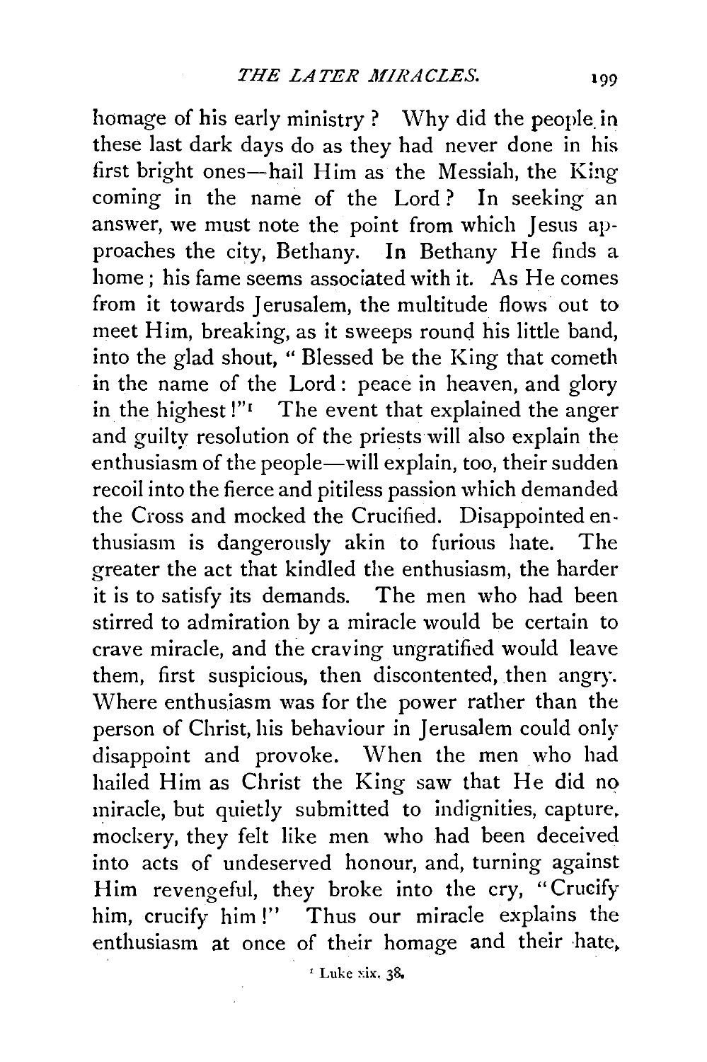homage of his early ministry? Why did the people in these last dark days do as they had never done in his first bright ones—hail Him as the Messiah, the King coming in the name of the Lord? In seeking an answer, we must note the point from which Jesus approaches the city, Bethany. In Bethany He finds a home; his fame seems associated with it. As He comes from it towards Jerusalem, the multitude flows out to meet Him, breaking, as it sweeps round his little band, into the glad shout, "Blessed be the King that cometh in the name of the Lord: peace in heaven, and glory in the highest!"[1] The event that explained the anger and guilty resolution of the priests will also explain the enthusiasm of the people—will explain, too, their sudden recoil into the fierce and pitiless passion which demanded the Cross and mocked the Crucified. Disappointed enthusiasm is dangerously akin to furious hate. The greater the act that kindled the enthusiasm, the harder it is to satisfy its demands. The men who had been stirred to admiration by a miracle would be certain to crave miracle, and the craving ungratified would leave them, first suspicious, then discontented, then angry. Where enthusiasm was for the power rather than the person of Christ, his behaviour in Jerusalem could only disappoint and provoke. When the men who had hailed Him as Christ the King saw that He did no miracle, but quietly submitted to indignities, capture, mockery, they felt like men who had been deceived into acts of undeserved honour, and, turning against Him revengeful, they broke into the cry, "Crucify him, crucify him!" Thus our miracle explains the enthusiasm at once of their homage and their hate,

[1] Luke xix. 38.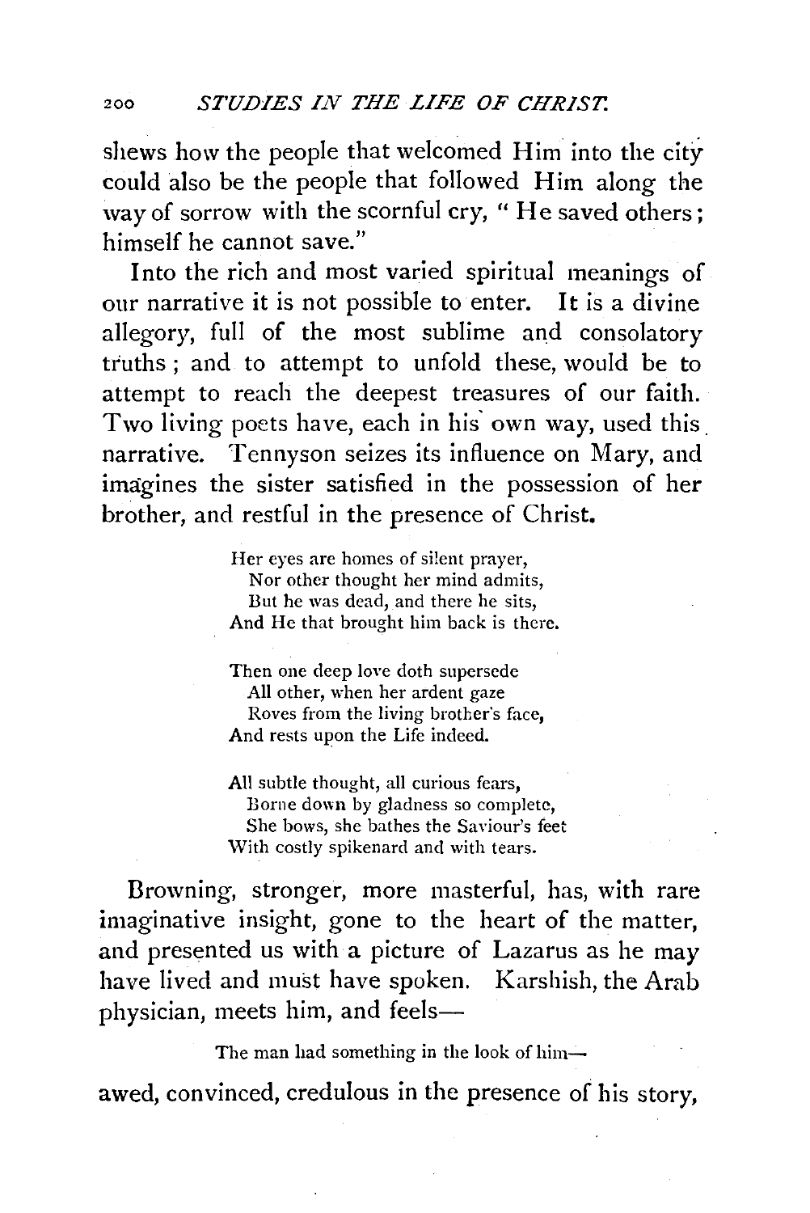shews how the people that welcomed Him into the city could also be the people that followed Him along the way of sorrow with the scornful cry, " He saved others; himself he cannot save."

Into the rich and most varied spiritual meanings of our narrative it is not possible to enter. It is a divine allegory, full of the most sublime and consolatory truths; and to attempt to unfold these, would be to attempt to reach the deepest treasures of our faith. Two living poets have, each in his own way, used this narrative. Tennyson seizes its influence on Mary, and imagines the sister satisfied in the possession of her brother, and restful in the presence of Christ.

> Her eyes are homes of silent prayer,
> Nor other thought her mind admits,
> But he was dead, and there he sits,
> And He that brought him back is there.
>
> Then one deep love doth supersede
> All other, when her ardent gaze
> Roves from the living brother's face,
> And rests upon the Life indeed.
>
> All subtle thought, all curious fears,
> Borne down by gladness so complete,
> She bows, she bathes the Saviour's feet
> With costly spikenard and with tears.

Browning, stronger, more masterful, has, with rare imaginative insight, gone to the heart of the matter, and presented us with a picture of Lazarus as he may have lived and must have spoken. Karshish, the Arab physician, meets him, and feels—

> The man had something in the look of him—

awed, convinced, credulous in the presence of his story,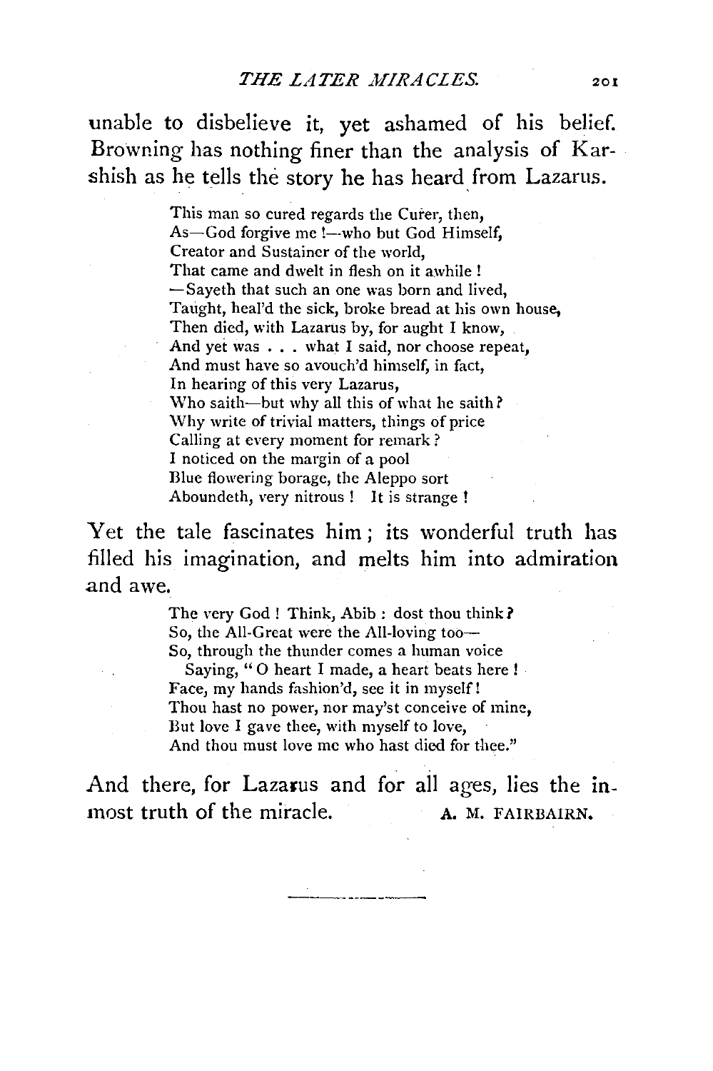unable to disbelieve it, yet ashamed of his belief. Browning has nothing finer than the analysis of Karshish as he tells the story he has heard from Lazarus.

> This man so cured regards the Curer, then,
> As—God forgive me!—who but God Himself,
> Creator and Sustainer of the world,
> That came and dwelt in flesh on it awhile!
> —Sayeth that such an one was born and lived,
> Taught, heal'd the sick, broke bread at his own house,
> Then died, with Lazarus by, for aught I know,
> And yet was . . . what I said, nor choose repeat,
> And must have so avouch'd himself, in fact,
> In hearing of this very Lazarus,
> Who saith—but why all this of what he saith?
> Why write of trivial matters, things of price
> Calling at every moment for remark?
> I noticed on the margin of a pool
> Blue flowering borage, the Aleppo sort
> Aboundeth, very nitrous! It is strange!

Yet the tale fascinates him; its wonderful truth has filled his imagination, and melts him into admiration and awe.

> The very God! Think, Abib: dost thou think?
> So, the All-Great were the All-loving too—
> So, through the thunder comes a human voice
> Saying, "O heart I made, a heart beats here!
> Face, my hands fashion'd, see it in myself!
> Thou hast no power, nor may'st conceive of mine,
> But love I gave thee, with myself to love,
> And thou must love me who hast died for thee."

And there, for Lazarus and for all ages, lies the inmost truth of the miracle.

A. M. FAIRBAIRN.